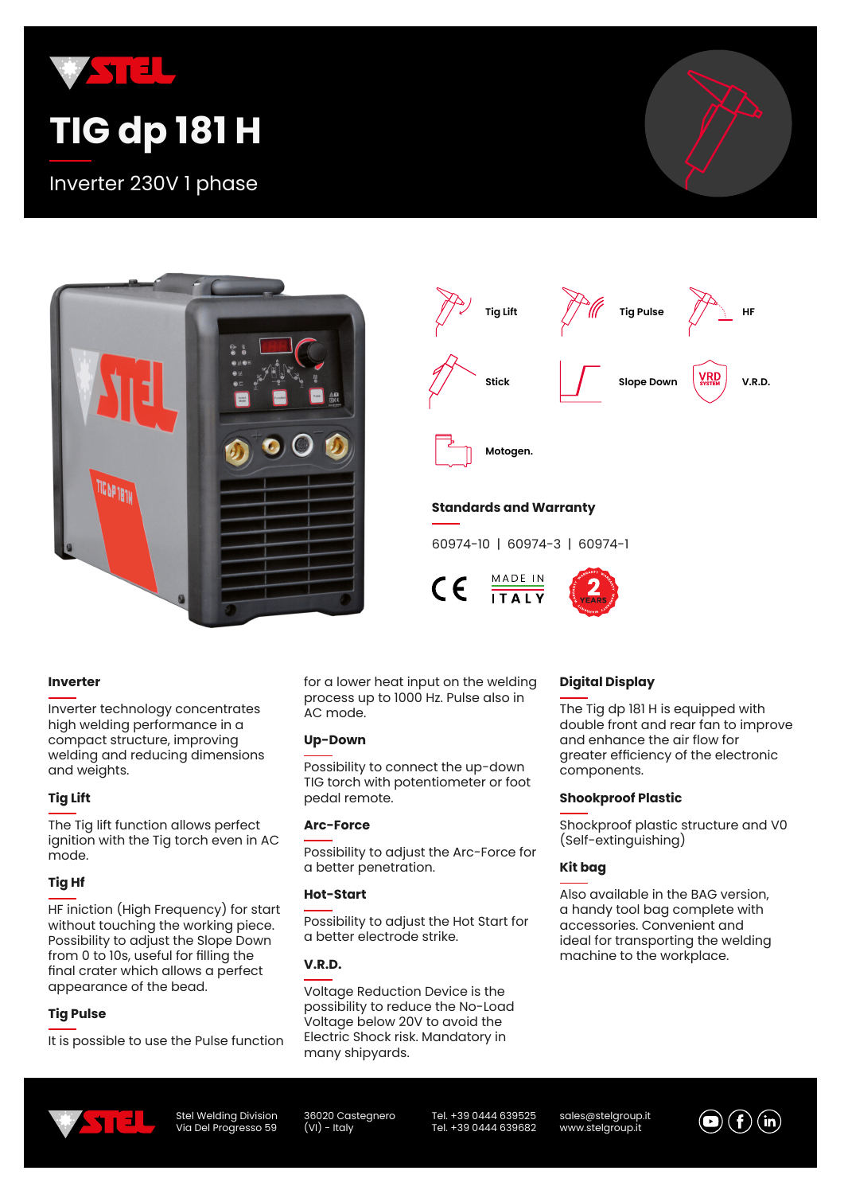# TIG dp 181 H

Inverter 230V 1 phase

- Tig Lift
- Tig Pulse
- HF
- Stick
- Slope Down
- V.R.D.
- Motogen.

## Standards and Warranty

60974-10 | 60974-3 | 60974-1

CE | MADE IN ITALY | 2 YEARS WARRANTY

### Inverter

Inverter technology concentrates high welding performance in a compact structure, improving welding and reducing dimensions and weights.

### Tig Lift

The Tig lift function allows perfect ignition with the Tig torch even in AC mode.

### Tig Hf

HF iniction (High Frequency) for start without touching the working piece. Possibility to adjust the Slope Down from 0 to 10s, useful for filling the final crater which allows a perfect appearance of the bead.

### Tig Pulse

It is possible to use the Pulse function for a lower heat input on the welding process up to 1000 Hz. Pulse also in AC mode.

### Up-Down

Possibility to connect the up-down TIG torch with potentiometer or foot pedal remote.

### Arc-Force

Possibility to adjust the Arc-Force for a better penetration.

### Hot-Start

Possibility to adjust the Hot Start for a better electrode strike.

### V.R.D.

Voltage Reduction Device is the possibility to reduce the No-Load Voltage below 20V to avoid the Electric Shock risk. Mandatory in many shipyards.

### Digital Display

The Tig dp 181 H is equipped with double front and rear fan to improve and enhance the air flow for greater efficiency of the electronic components.

### Shookproof Plastic

Shockproof plastic structure and V0 (Self-extinguishing)

### Kit bag

Also available in the BAG version, a handy tool bag complete with accessories. Convenient and ideal for transporting the welding machine to the workplace.

Stel Welding Division
Via Del Progresso 59

36020 Castegnero
(VI) - Italy

Tel. +39 0444 639525
Tel. +39 0444 639682

sales@stelgroup.it
www.stelgroup.it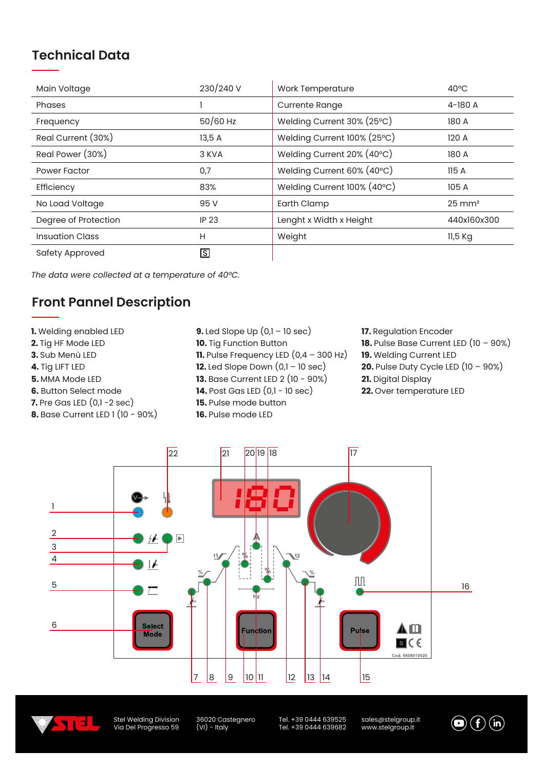## Technical Data

| | | | |
|---|---|---|---|
| Main Voltage | 230/240 V | Work Temperature | 40ºC |
| Phases | 1 | Currente Range | 4-180 A |
| Frequency | 50/60 Hz | Welding Current 30% (25ºC) | 180 A |
| Real Current (30%) | 13,5 A | Welding Current 100% (25ºC) | 120 A |
| Real Power (30%) | 3 KVA | Welding Current 20% (40ºC) | 180 A |
| Power Factor | 0,7 | Welding Current 60% (40ºC) | 115 A |
| Efficiency | 83% | Welding Current 100% (40ºC) | 105 A |
| No Load Voltage | 95 V | Earth Clamp | 25 mm² |
| Degree of Protection | IP 23 | Lenght x Width x Height | 440x160x300 |
| Insuation Class | H | Weight | 11,5 Kg |
| Safety Approved | S | | |

*The data were collected at a temperature of 40ºC.*

## Front Pannel Description

**1.** Welding enabled LED
**2.** Tig HF Mode LED
**3.** Sub Menù LED
**4.** Tig LIFT LED
**5.** MMA Mode LED
**6.** Button Select mode
**7.** Pre Gas LED (0,1 -2 sec)
**8.** Base Current LED 1 (10 - 90%)
**9.** Led Slope Up (0,1 – 10 sec)
**10.** Tig Function Button
**11.** Pulse Frequency LED (0,4 – 300 Hz)
**12.** Led Slope Down (0,1 – 10 sec)
**13.** Base Current LED 2 (10 - 90%)
**14.** Post Gas LED (0,1 - 10 sec)
**15.** Pulse mode button
**16.** Pulse mode LED
**17.** Regulation Encoder
**18.** Pulse Base Current LED (10 – 90%)
**19.** Welding Current LED
**20.** Pulse Duty Cycle LED (10 – 90%)
**21.** Digital Display
**22.** Over temperature LED

Select Mode | Function | Pulse | 180 | Cod. 6608010020

Stel Welding Division
Via Del Progresso 59
36020 Castegnero
(VI) - Italy
Tel. +39 0444 639525
Tel. +39 0444 639682
sales@stelgroup.it
www.stelgroup.it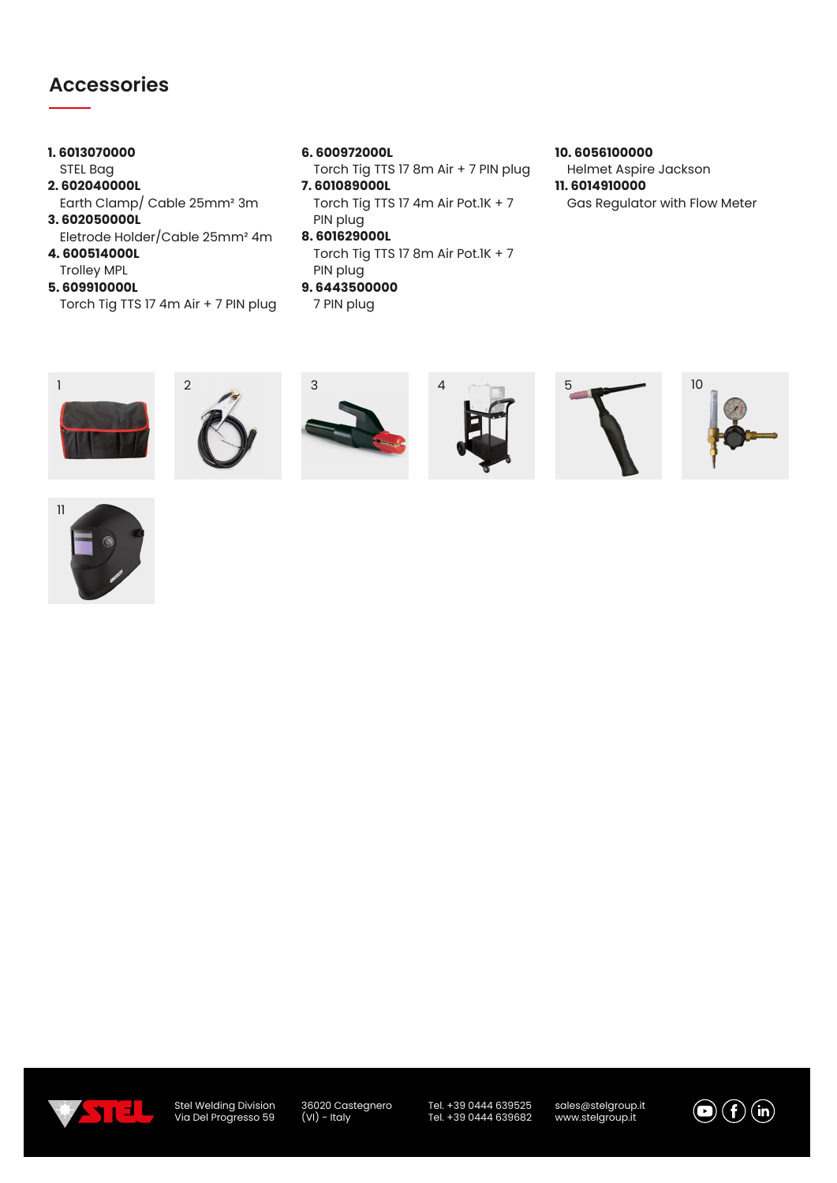## Accessories

**1. 6013070000**
STEL Bag

**2. 602040000L**
Earth Clamp/ Cable 25mm² 3m

**3. 602050000L**
Eletrode Holder/Cable 25mm² 4m

**4. 600514000L**
Trolley MPL

**5. 609910000L**
Torch Tig TTS 17 4m Air + 7 PIN plug

**6. 600972000L**
Torch Tig TTS 17 8m Air + 7 PIN plug

**7. 601089000L**
Torch Tig TTS 17 4m Air Pot.1K + 7 PIN plug

**8. 601629000L**
Torch Tig TTS 17 8m Air Pot.1K + 7 PIN plug

**9. 6443500000**
7 PIN plug

**10. 6056100000**
Helmet Aspire Jackson

**11. 6014910000**
Gas Regulator with Flow Meter

1

2

3

4

5

10

11